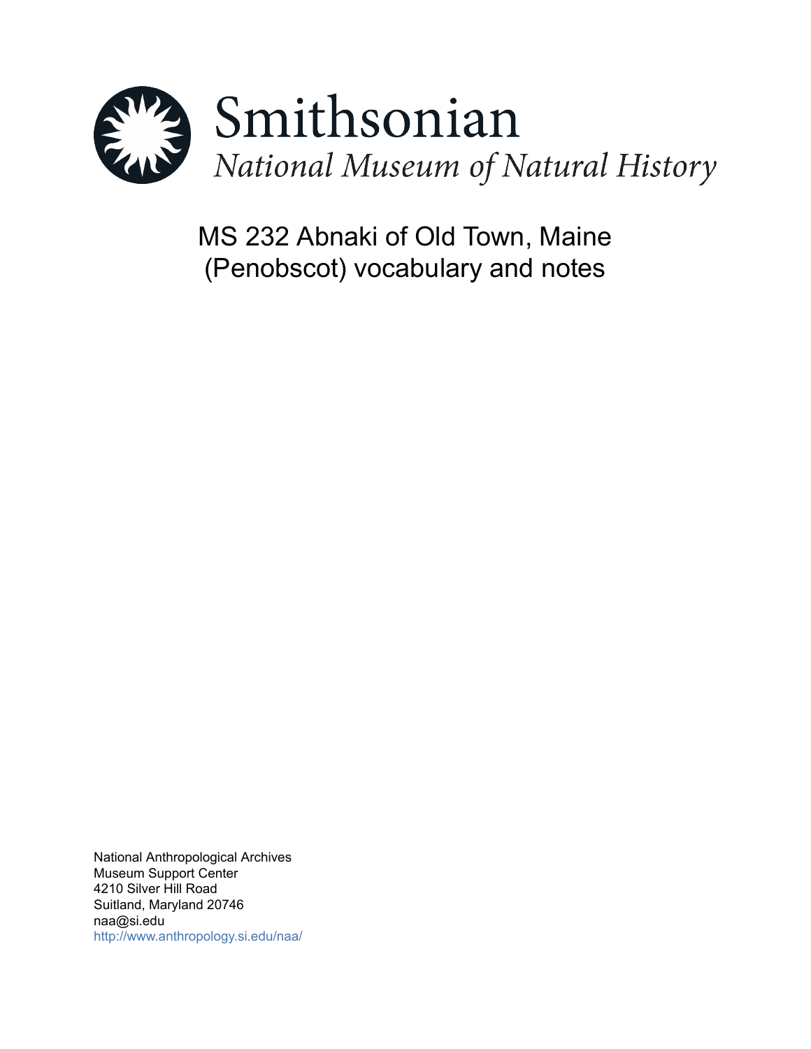Smithsonian

*National Museum of Natural History*

# MS 232 Abnaki of Old Town, Maine (Penobscot) vocabulary and notes

National Anthropological Archives
Museum Support Center
4210 Silver Hill Road
Suitland, Maryland 20746
naa@si.edu
http://www.anthropology.si.edu/naa/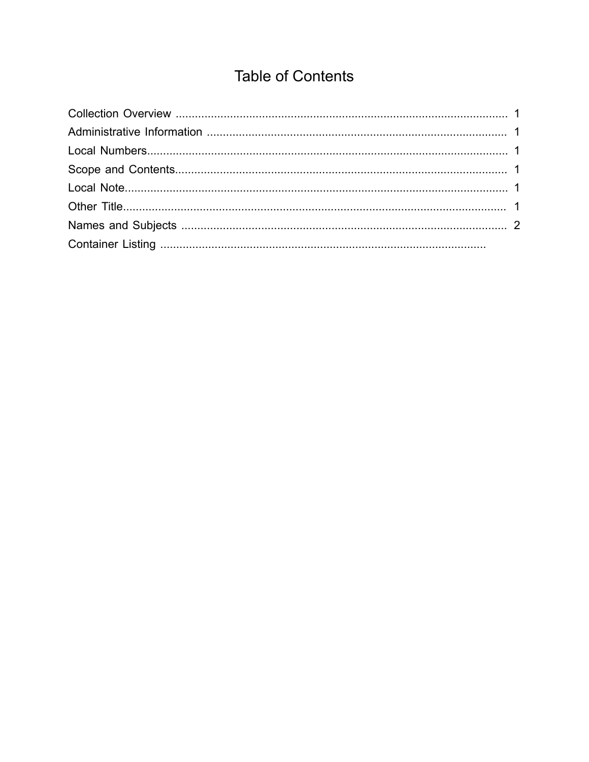# Table of Contents

Collection Overview ........................................................................................................ 1
Administrative Information .............................................................................................. 1
Local Numbers.................................................................................................................. 1
Scope and Contents......................................................................................................... 1
Local Note......................................................................................................................... 1
Other Title......................................................................................................................... 1
Names and Subjects ........................................................................................................ 2
Container Listing .......................................................................................................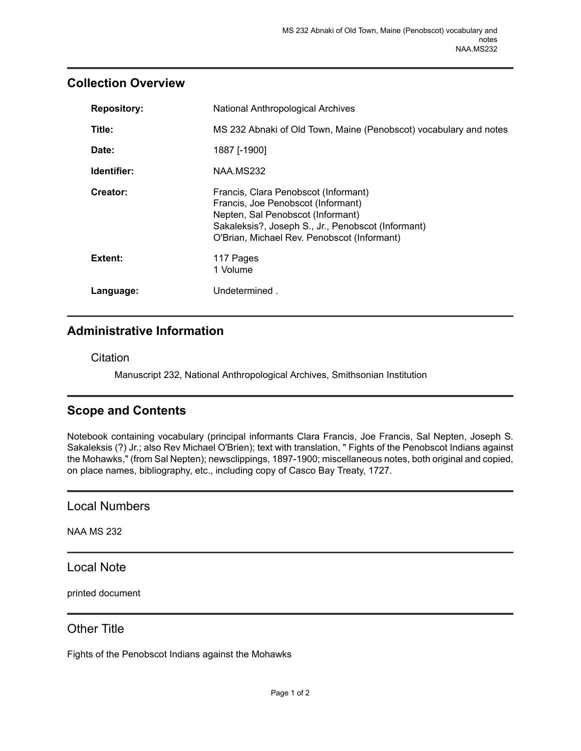## Collection Overview

| | |
|---|---|
| **Repository:** | National Anthropological Archives |
| **Title:** | MS 232 Abnaki of Old Town, Maine (Penobscot) vocabulary and notes |
| **Date:** | 1887 [-1900] |
| **Identifier:** | NAA.MS232 |
| **Creator:** | Francis, Clara Penobscot (Informant)<br>Francis, Joe Penobscot (Informant)<br>Nepten, Sal Penobscot (Informant)<br>Sakaleksis?, Joseph S., Jr., Penobscot (Informant)<br>O'Brian, Michael Rev. Penobscot (Informant) |
| **Extent:** | 117 Pages<br>1 Volume |
| **Language:** | Undetermined . |

## Administrative Information

### Citation

Manuscript 232, National Anthropological Archives, Smithsonian Institution

## Scope and Contents

Notebook containing vocabulary (principal informants Clara Francis, Joe Francis, Sal Nepten, Joseph S. Sakaleksis (?) Jr.; also Rev Michael O'Brien); text with translation, " Fights of the Penobscot Indians against the Mohawks," (from Sal Nepten); newsclippings, 1897-1900; miscellaneous notes, both original and copied, on place names, bibliography, etc., including copy of Casco Bay Treaty, 1727.

## Local Numbers

NAA MS 232

## Local Note

printed document

## Other Title

Fights of the Penobscot Indians against the Mohawks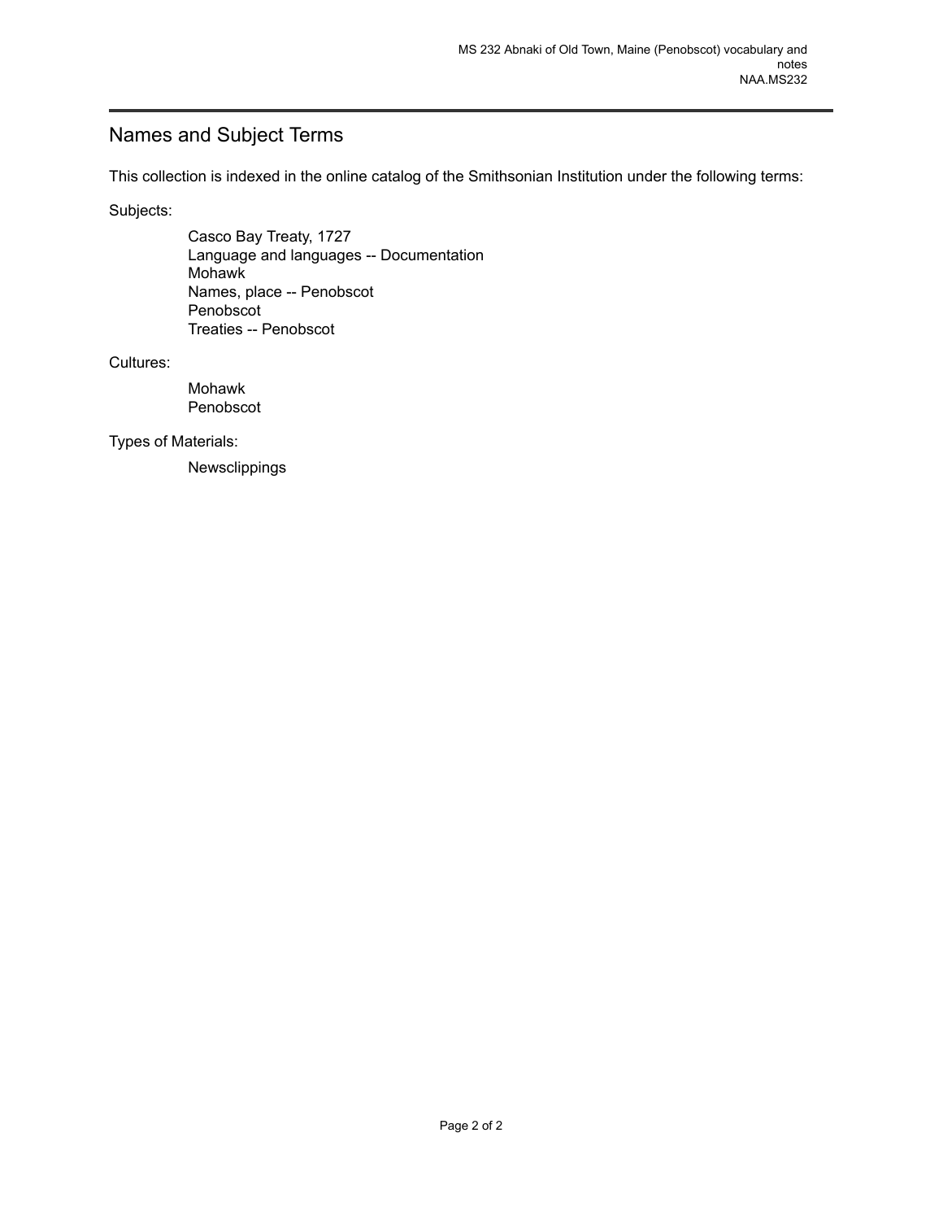## Names and Subject Terms

This collection is indexed in the online catalog of the Smithsonian Institution under the following terms:

Subjects:

- Casco Bay Treaty, 1727
- Language and languages -- Documentation
- Mohawk
- Names, place -- Penobscot
- Penobscot
- Treaties -- Penobscot

Cultures:

- Mohawk
- Penobscot

Types of Materials:

- Newsclippings